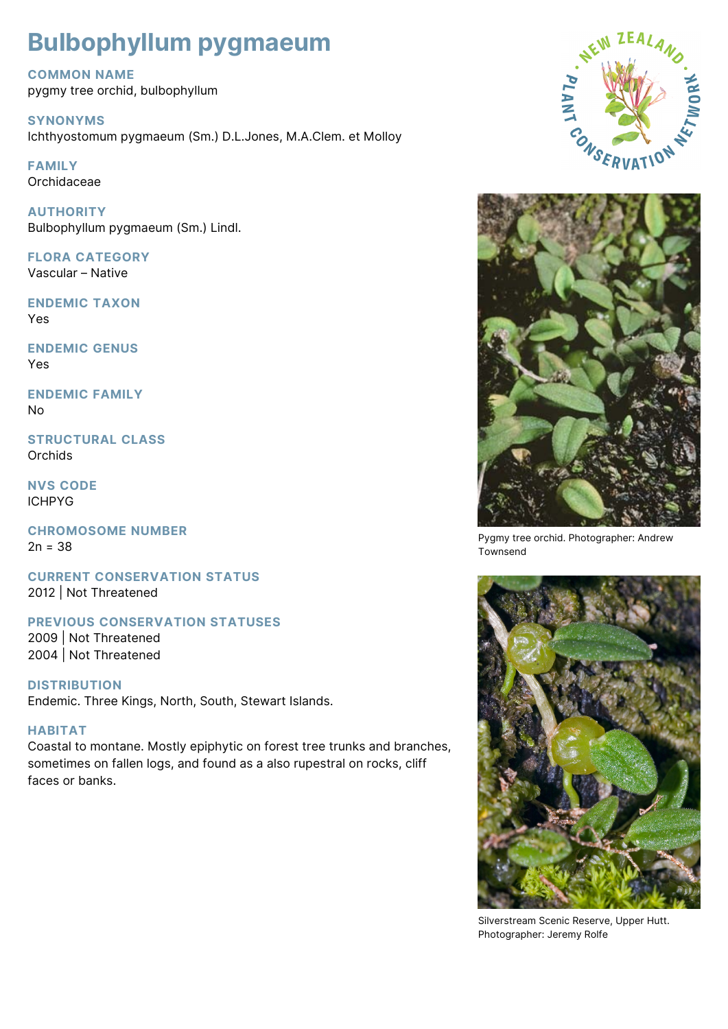# Bulbophyllum pygmaeum

## COMMON NAME
pygmy tree orchid, bulbophyllum

## SYNONYMS
Ichthyostomum pygmaeum (Sm.) D.L.Jones, M.A.Clem. et Molloy

## FAMILY
Orchidaceae

## AUTHORITY
Bulbophyllum pygmaeum (Sm.) Lindl.

## FLORA CATEGORY
Vascular – Native

## ENDEMIC TAXON
Yes

## ENDEMIC GENUS
Yes

## ENDEMIC FAMILY
No

## STRUCTURAL CLASS
Orchids

## NVS CODE
ICHPYG

## CHROMOSOME NUMBER
2n = 38

## CURRENT CONSERVATION STATUS
2012 | Not Threatened

## PREVIOUS CONSERVATION STATUSES
2009 | Not Threatened
2004 | Not Threatened

## DISTRIBUTION
Endemic. Three Kings, North, South, Stewart Islands.

## HABITAT
Coastal to montane. Mostly epiphytic on forest tree trunks and branches, sometimes on fallen logs, and found as a also rupestral on rocks, cliff faces or banks.

Pygmy tree orchid. Photographer: Andrew Townsend

Silverstream Scenic Reserve, Upper Hutt. Photographer: Jeremy Rolfe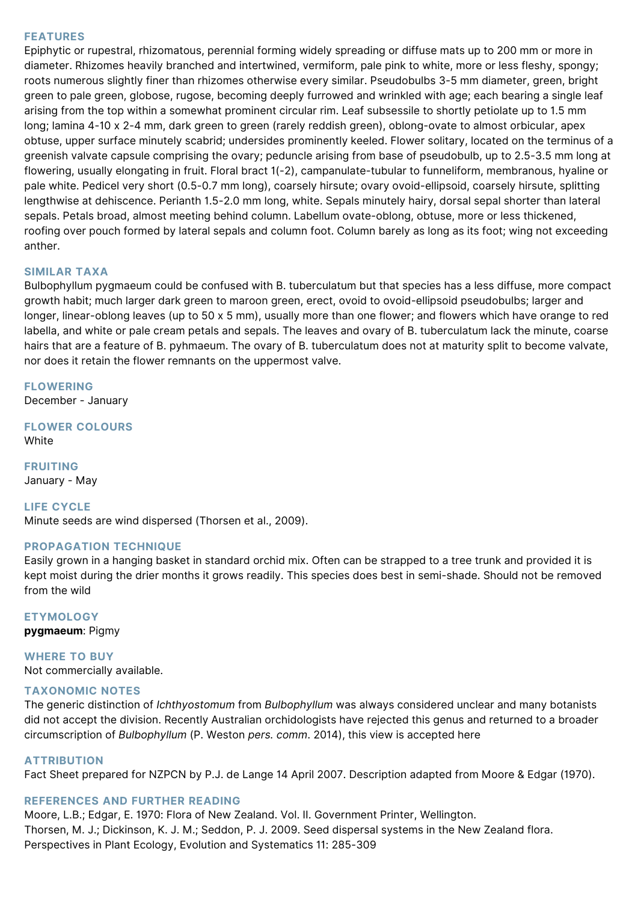## FEATURES

Epiphytic or rupestral, rhizomatous, perennial forming widely spreading or diffuse mats up to 200 mm or more in diameter. Rhizomes heavily branched and intertwined, vermiform, pale pink to white, more or less fleshy, spongy; roots numerous slightly finer than rhizomes otherwise every similar. Pseudobulbs 3-5 mm diameter, green, bright green to pale green, globose, rugose, becoming deeply furrowed and wrinkled with age; each bearing a single leaf arising from the top within a somewhat prominent circular rim. Leaf subsessile to shortly petiolate up to 1.5 mm long; lamina 4-10 x 2-4 mm, dark green to green (rarely reddish green), oblong-ovate to almost orbicular, apex obtuse, upper surface minutely scabrid; undersides prominently keeled. Flower solitary, located on the terminus of a greenish valvate capsule comprising the ovary; peduncle arising from base of pseudobulb, up to 2.5-3.5 mm long at flowering, usually elongating in fruit. Floral bract 1(-2), campanulate-tubular to funneliform, membranous, hyaline or pale white. Pedicel very short (0.5-0.7 mm long), coarsely hirsute; ovary ovoid-ellipsoid, coarsely hirsute, splitting lengthwise at dehiscence. Perianth 1.5-2.0 mm long, white. Sepals minutely hairy, dorsal sepal shorter than lateral sepals. Petals broad, almost meeting behind column. Labellum ovate-oblong, obtuse, more or less thickened, roofing over pouch formed by lateral sepals and column foot. Column barely as long as its foot; wing not exceeding anther.

## SIMILAR TAXA

Bulbophyllum pygmaeum could be confused with B. tuberculatum but that species has a less diffuse, more compact growth habit; much larger dark green to maroon green, erect, ovoid to ovoid-ellipsoid pseudobulbs; larger and longer, linear-oblong leaves (up to 50 x 5 mm), usually more than one flower; and flowers which have orange to red labella, and white or pale cream petals and sepals. The leaves and ovary of B. tuberculatum lack the minute, coarse hairs that are a feature of B. pyhmaeum. The ovary of B. tuberculatum does not at maturity split to become valvate, nor does it retain the flower remnants on the uppermost valve.

## FLOWERING

December - January

## FLOWER COLOURS

White

## FRUITING

January - May

## LIFE CYCLE

Minute seeds are wind dispersed (Thorsen et al., 2009).

## PROPAGATION TECHNIQUE

Easily grown in a hanging basket in standard orchid mix. Often can be strapped to a tree trunk and provided it is kept moist during the drier months it grows readily. This species does best in semi-shade. Should not be removed from the wild

## ETYMOLOGY

**pygmaeum**: Pigmy

## WHERE TO BUY

Not commercially available.

## TAXONOMIC NOTES

The generic distinction of *Ichthyostomum* from *Bulbophyllum* was always considered unclear and many botanists did not accept the division. Recently Australian orchidologists have rejected this genus and returned to a broader circumscription of *Bulbophyllum* (P. Weston *pers. comm*. 2014), this view is accepted here

## ATTRIBUTION

Fact Sheet prepared for NZPCN by P.J. de Lange 14 April 2007. Description adapted from Moore & Edgar (1970).

## REFERENCES AND FURTHER READING

Moore, L.B.; Edgar, E. 1970: Flora of New Zealand. Vol. II. Government Printer, Wellington.
Thorsen, M. J.; Dickinson, K. J. M.; Seddon, P. J. 2009. Seed dispersal systems in the New Zealand flora. Perspectives in Plant Ecology, Evolution and Systematics 11: 285-309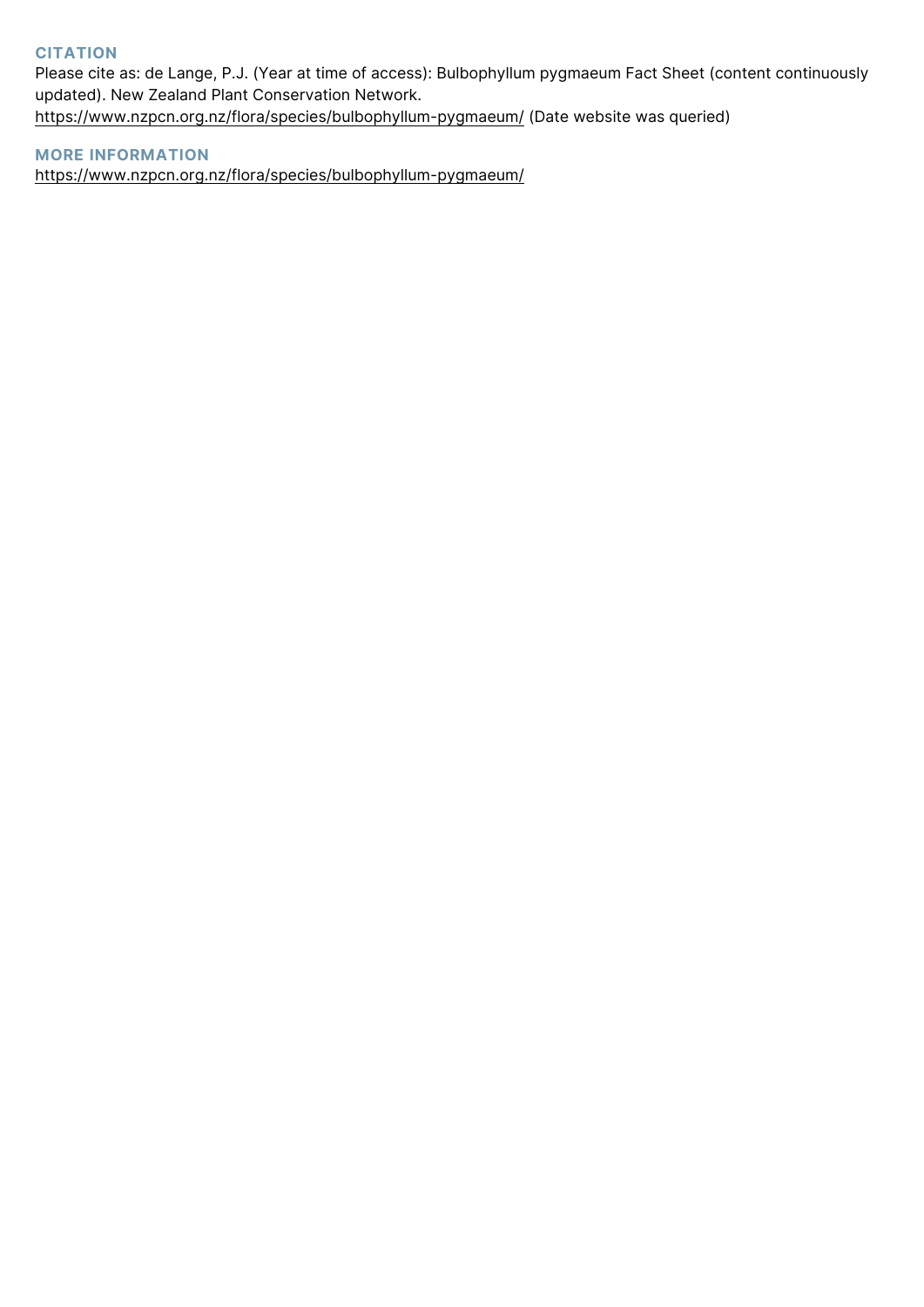## CITATION

Please cite as: de Lange, P.J. (Year at time of access): Bulbophyllum pygmaeum Fact Sheet (content continuously updated). New Zealand Plant Conservation Network. https://www.nzpcn.org.nz/flora/species/bulbophyllum-pygmaeum/ (Date website was queried)

## MORE INFORMATION

https://www.nzpcn.org.nz/flora/species/bulbophyllum-pygmaeum/